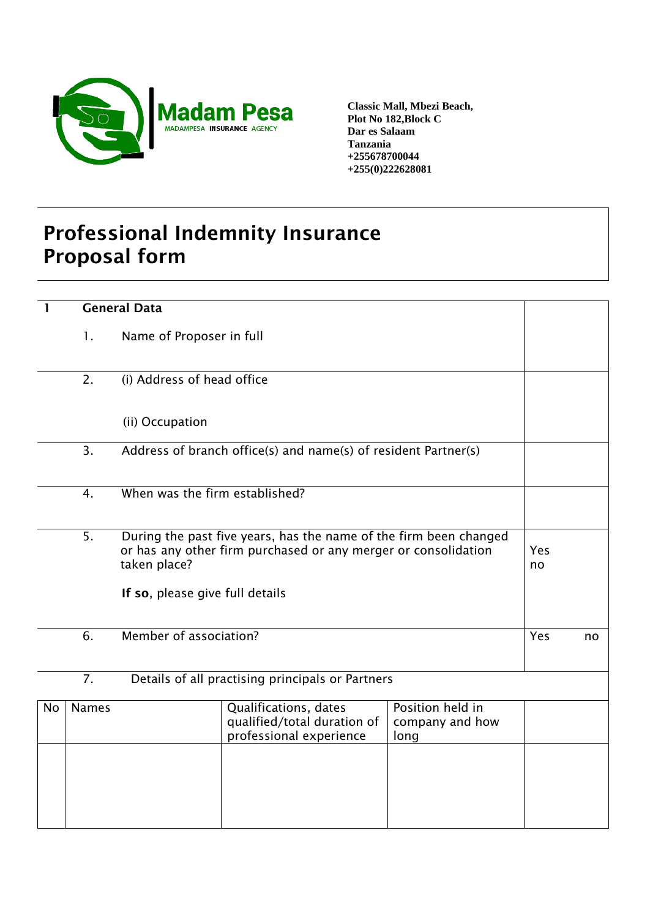Madam Pesa
MADAMPESA INSURANCE AGENCY

**Classic Mall, Mbezi Beach,**
**Plot No 182,Block C**
**Dar es Salaam**
**Tanzania**
**+255678700044**
**+255(0)222628081**

# Professional Indemnity Insurance Proposal form

| 1 | General Data | | |
|---|---|---|---|
| | 1. | Name of Proposer in full | |
| | 2. | (i) Address of head office<br><br>(ii) Occupation | |
| | 3. | Address of branch office(s) and name(s) of resident Partner(s) | |
| | 4. | When was the firm established? | |
| | 5. | During the past five years, has the name of the firm been changed or has any other firm purchased or any merger or consolidation taken place?<br><br>**If so**, please give full details | Yes<br>no |
| | 6. | Member of association? | Yes no |
| | 7. | Details of all practising principals or Partners | |

| No | Names | Qualifications, dates qualified/total duration of professional experience | Position held in company and how long | |
|---|---|---|---|---|
| | | | | |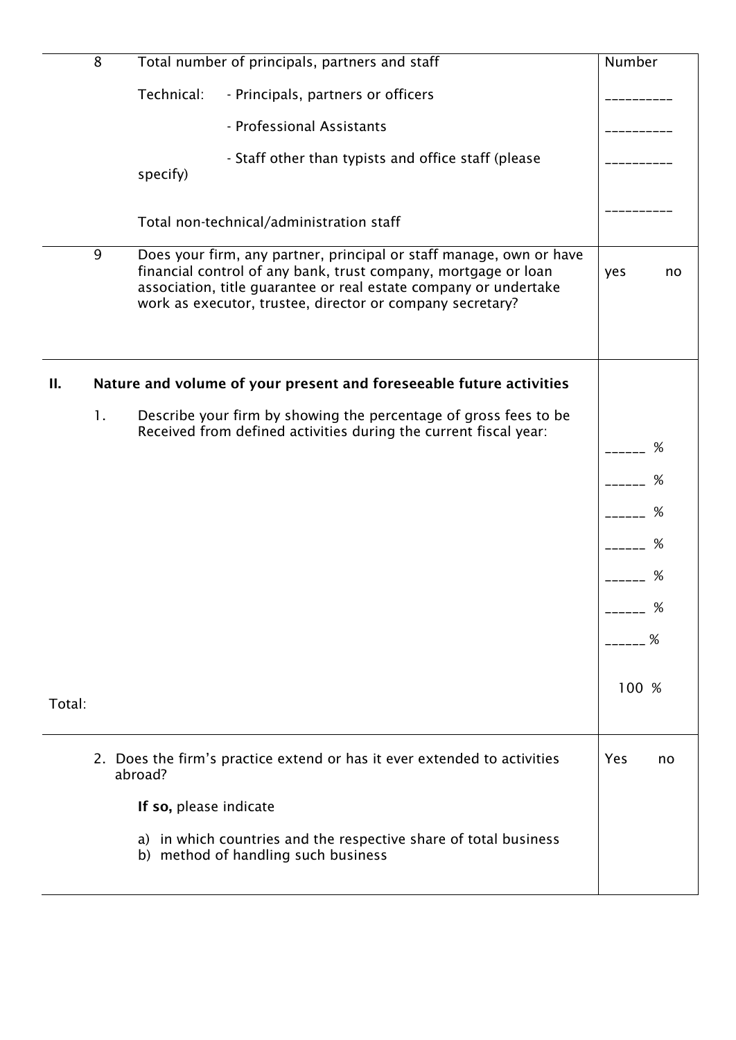| | | |
|---|---|---|
| 8 | Total number of principals, partners and staff | Number |
| | Technical: - Principals, partners or officers | __________ |
| | - Professional Assistants | __________ |
| | - Staff other than typists and office staff (please specify) | __________ |
| | Total non-technical/administration staff | __________ |
| 9 | Does your firm, any partner, principal or staff manage, own or have financial control of any bank, trust company, mortgage or loan association, title guarantee or real estate company or undertake work as executor, trustee, director or company secretary? | yes no |

## II. Nature and volume of your present and foreseeable future activities

| | | |
|---|---|---|
| 1. | Describe your firm by showing the percentage of gross fees to be Received from defined activities during the current fiscal year: | ______ % |
| | | ______ % |
| | | ______ % |
| | | ______ % |
| | | ______ % |
| | | ______ % |
| | | ______ % |
| Total: | | 100 % |

| | |
|---|---|
| 2. Does the firm's practice extend or has it ever extended to activities abroad?<br><br>**If so,** please indicate<br><br>a) in which countries and the respective share of total business<br>b) method of handling such business | Yes no |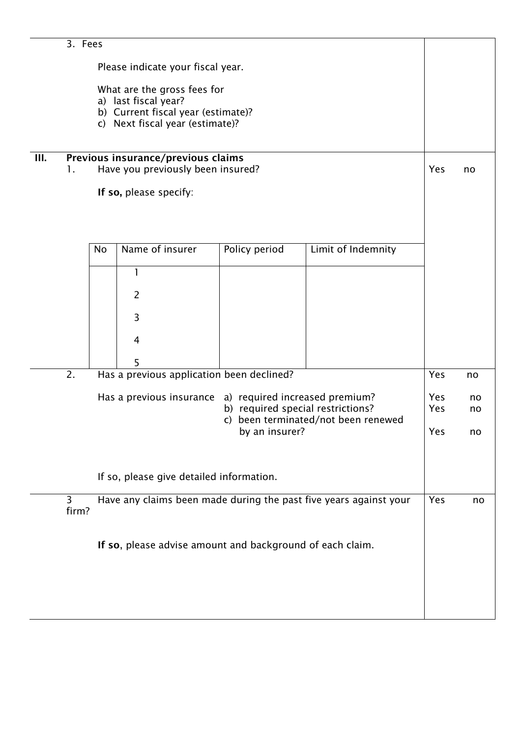3. Fees

Please indicate your fiscal year.

What are the gross fees for
a) last fiscal year?
b) Current fiscal year (estimate)?
c) Next fiscal year (estimate)?

## III. Previous insurance/previous claims

1. Have you previously been insured? Yes no

**If so,** please specify:

| No | Name of insurer | Policy period | Limit of Indemnity |
|---|---|---|---|
| | 1 | | |
| | 2 | | |
| | 3 | | |
| | 4 | | |
| | 5 | | |

2. Has a previous application been declined? Yes no

Has a previous insurance
a) required increased premium? Yes no
b) required special restrictions? Yes no
c) been terminated/not been renewed by an insurer? Yes no

If so, please give detailed information.

3 Have any claims been made during the past five years against your firm? Yes no

**If so**, please advise amount and background of each claim.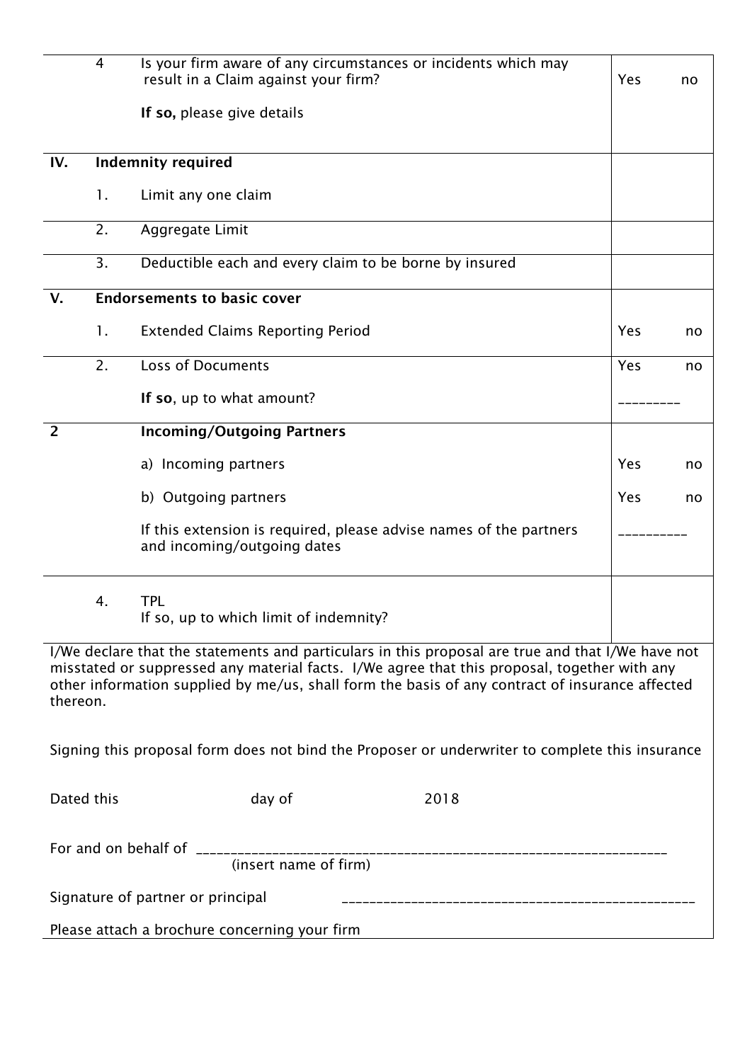| | | | |
|---|---|---|---|
| | 4 | Is your firm aware of any circumstances or incidents which may result in a Claim against your firm?<br><br>**If so,** please give details | Yes no |
| **IV.** | **Indemnity required** | | |
| | 1. | Limit any one claim | |
| | 2. | Aggregate Limit | |
| | 3. | Deductible each and every claim to be borne by insured | |
| **V.** | **Endorsements to basic cover** | | |
| | 1. | Extended Claims Reporting Period | Yes no |
| | 2. | Loss of Documents<br><br>**If so**, up to what amount? | Yes no<br><br>_________ |
| **2** | | **Incoming/Outgoing Partners**<br><br>a) Incoming partners<br><br>b) Outgoing partners<br><br>If this extension is required, please advise names of the partners and incoming/outgoing dates | <br><br>Yes no<br><br>Yes no<br><br>__________ |
| | 4. | TPL<br>If so, up to which limit of indemnity? | |

I/We declare that the statements and particulars in this proposal are true and that I/We have not misstated or suppressed any material facts. I/We agree that this proposal, together with any other information supplied by me/us, shall form the basis of any contract of insurance affected thereon.

Signing this proposal form does not bind the Proposer or underwriter to complete this insurance

Dated this day of 2018

For and on behalf of _________________________________________________________________
(insert name of firm)

Signature of partner or principal _________________________________________________

Please attach a brochure concerning your firm